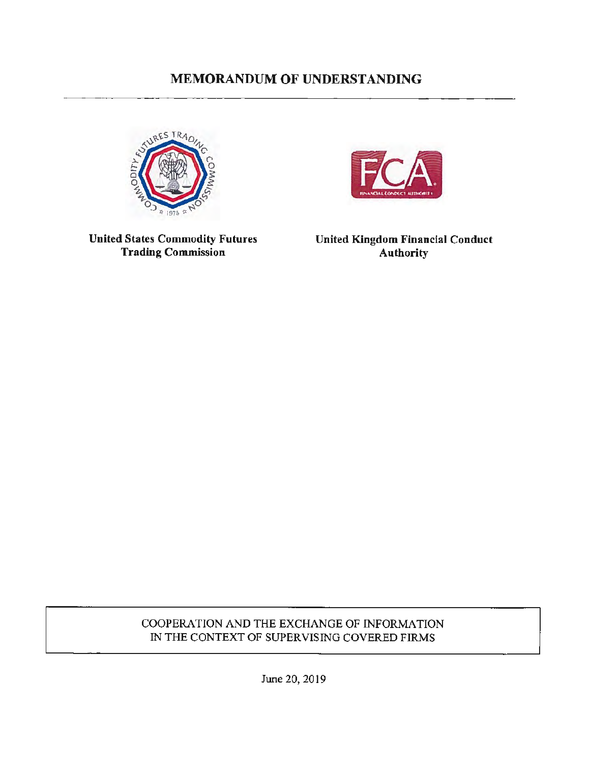# MEMORANDUM OF UNDERSTANDING

**United States Commodity Futures Trading Commission**

**United Kingdom Financial Conduct Authority**

COOPERATION AND THE EXCHANGE OF INFORMATION IN THE CONTEXT OF SUPERVISING COVERED FIRMS

June 20, 2019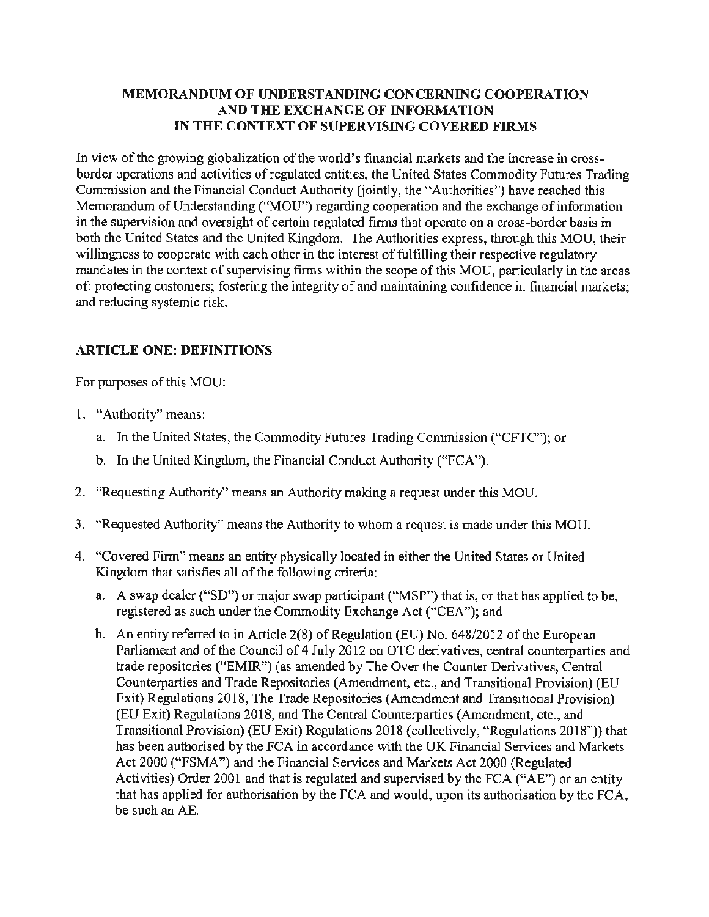## MEMORANDUM OF UNDERSTANDING CONCERNING COOPERATION AND THE EXCHANGE OF INFORMATION IN THE CONTEXT OF SUPERVISING COVERED FIRMS

In view of the growing globalization of the world's financial markets and the increase in cross-border operations and activities of regulated entities, the United States Commodity Futures Trading Commission and the Financial Conduct Authority (jointly, the "Authorities") have reached this Memorandum of Understanding ("MOU") regarding cooperation and the exchange of information in the supervision and oversight of certain regulated firms that operate on a cross-border basis in both the United States and the United Kingdom. The Authorities express, through this MOU, their willingness to cooperate with each other in the interest of fulfilling their respective regulatory mandates in the context of supervising firms within the scope of this MOU, particularly in the areas of: protecting customers; fostering the integrity of and maintaining confidence in financial markets; and reducing systemic risk.

### ARTICLE ONE: DEFINITIONS

For purposes of this MOU:

1. "Authority" means:
   a. In the United States, the Commodity Futures Trading Commission ("CFTC"); or
   b. In the United Kingdom, the Financial Conduct Authority ("FCA").
2. "Requesting Authority" means an Authority making a request under this MOU.
3. "Requested Authority" means the Authority to whom a request is made under this MOU.
4. "Covered Firm" means an entity physically located in either the United States or United Kingdom that satisfies all of the following criteria:
   a. A swap dealer ("SD") or major swap participant ("MSP") that is, or that has applied to be, registered as such under the Commodity Exchange Act ("CEA"); and
   b. An entity referred to in Article 2(8) of Regulation (EU) No. 648/2012 of the European Parliament and of the Council of 4 July 2012 on OTC derivatives, central counterparties and trade repositories ("EMIR") (as amended by The Over the Counter Derivatives, Central Counterparties and Trade Repositories (Amendment, etc., and Transitional Provision) (EU Exit) Regulations 2018, The Trade Repositories (Amendment and Transitional Provision) (EU Exit) Regulations 2018, and The Central Counterparties (Amendment, etc., and Transitional Provision) (EU Exit) Regulations 2018 (collectively, "Regulations 2018")) that has been authorised by the FCA in accordance with the UK Financial Services and Markets Act 2000 ("FSMA") and the Financial Services and Markets Act 2000 (Regulated Activities) Order 2001 and that is regulated and supervised by the FCA ("AE") or an entity that has applied for authorisation by the FCA and would, upon its authorisation by the FCA, be such an AE.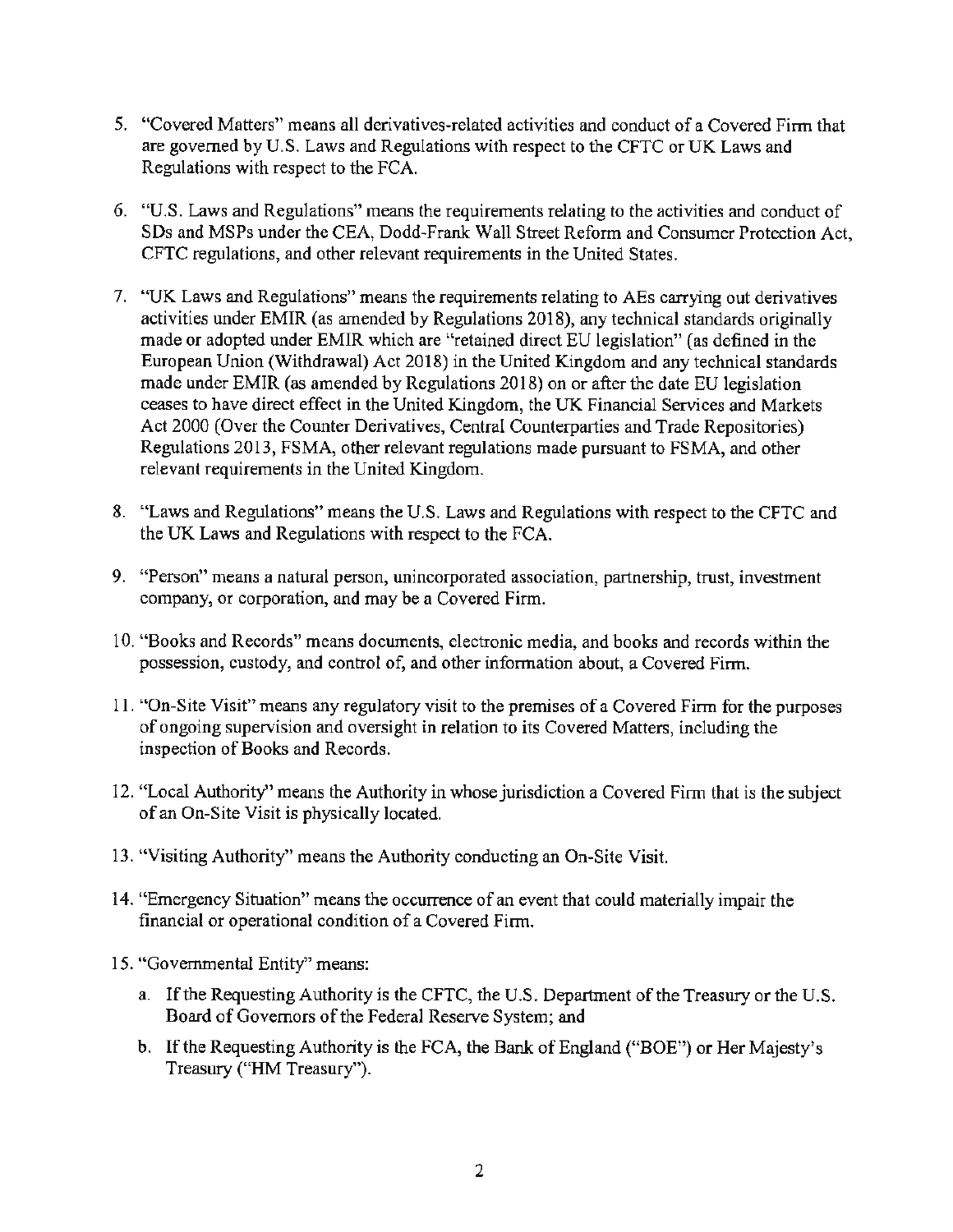5. "Covered Matters" means all derivatives-related activities and conduct of a Covered Firm that are governed by U.S. Laws and Regulations with respect to the CFTC or UK Laws and Regulations with respect to the FCA.

6. "U.S. Laws and Regulations" means the requirements relating to the activities and conduct of SDs and MSPs under the CEA, Dodd-Frank Wall Street Reform and Consumer Protection Act, CFTC regulations, and other relevant requirements in the United States.

7. "UK Laws and Regulations" means the requirements relating to AEs carrying out derivatives activities under EMIR (as amended by Regulations 2018), any technical standards originally made or adopted under EMIR which are "retained direct EU legislation" (as defined in the European Union (Withdrawal) Act 2018) in the United Kingdom and any technical standards made under EMIR (as amended by Regulations 2018) on or after the date EU legislation ceases to have direct effect in the United Kingdom, the UK Financial Services and Markets Act 2000 (Over the Counter Derivatives, Central Counterparties and Trade Repositories) Regulations 2013, FSMA, other relevant regulations made pursuant to FSMA, and other relevant requirements in the United Kingdom.

8. "Laws and Regulations" means the U.S. Laws and Regulations with respect to the CFTC and the UK Laws and Regulations with respect to the FCA.

9. "Person" means a natural person, unincorporated association, partnership, trust, investment company, or corporation, and may be a Covered Firm.

10. "Books and Records" means documents, electronic media, and books and records within the possession, custody, and control of, and other information about, a Covered Firm.

11. "On-Site Visit" means any regulatory visit to the premises of a Covered Firm for the purposes of ongoing supervision and oversight in relation to its Covered Matters, including the inspection of Books and Records.

12. "Local Authority" means the Authority in whose jurisdiction a Covered Firm that is the subject of an On-Site Visit is physically located.

13. "Visiting Authority" means the Authority conducting an On-Site Visit.

14. "Emergency Situation" means the occurrence of an event that could materially impair the financial or operational condition of a Covered Firm.

15. "Governmental Entity" means:

    a. If the Requesting Authority is the CFTC, the U.S. Department of the Treasury or the U.S. Board of Governors of the Federal Reserve System; and

    b. If the Requesting Authority is the FCA, the Bank of England ("BOE") or Her Majesty's Treasury ("HM Treasury").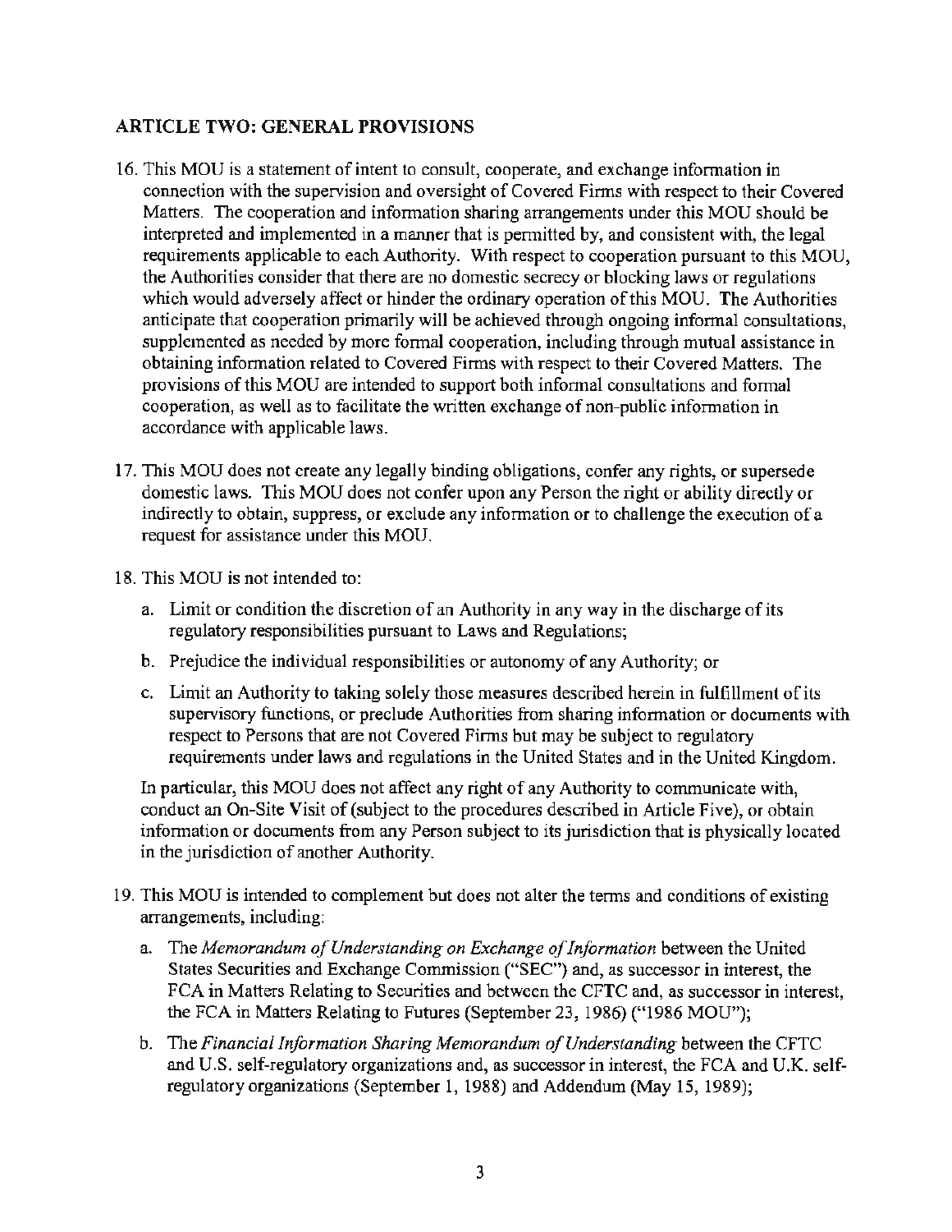## ARTICLE TWO: GENERAL PROVISIONS

16. This MOU is a statement of intent to consult, cooperate, and exchange information in connection with the supervision and oversight of Covered Firms with respect to their Covered Matters. The cooperation and information sharing arrangements under this MOU should be interpreted and implemented in a manner that is permitted by, and consistent with, the legal requirements applicable to each Authority. With respect to cooperation pursuant to this MOU, the Authorities consider that there are no domestic secrecy or blocking laws or regulations which would adversely affect or hinder the ordinary operation of this MOU. The Authorities anticipate that cooperation primarily will be achieved through ongoing informal consultations, supplemented as needed by more formal cooperation, including through mutual assistance in obtaining information related to Covered Firms with respect to their Covered Matters. The provisions of this MOU are intended to support both informal consultations and formal cooperation, as well as to facilitate the written exchange of non-public information in accordance with applicable laws.

17. This MOU does not create any legally binding obligations, confer any rights, or supersede domestic laws. This MOU does not confer upon any Person the right or ability directly or indirectly to obtain, suppress, or exclude any information or to challenge the execution of a request for assistance under this MOU.

18. This MOU is not intended to:

    a. Limit or condition the discretion of an Authority in any way in the discharge of its regulatory responsibilities pursuant to Laws and Regulations;

    b. Prejudice the individual responsibilities or autonomy of any Authority; or

    c. Limit an Authority to taking solely those measures described herein in fulfillment of its supervisory functions, or preclude Authorities from sharing information or documents with respect to Persons that are not Covered Firms but may be subject to regulatory requirements under laws and regulations in the United States and in the United Kingdom.

    In particular, this MOU does not affect any right of any Authority to communicate with, conduct an On-Site Visit of (subject to the procedures described in Article Five), or obtain information or documents from any Person subject to its jurisdiction that is physically located in the jurisdiction of another Authority.

19. This MOU is intended to complement but does not alter the terms and conditions of existing arrangements, including:

    a. The *Memorandum of Understanding on Exchange of Information* between the United States Securities and Exchange Commission ("SEC") and, as successor in interest, the FCA in Matters Relating to Securities and between the CFTC and, as successor in interest, the FCA in Matters Relating to Futures (September 23, 1986) ("1986 MOU");

    b. The *Financial Information Sharing Memorandum of Understanding* between the CFTC and U.S. self-regulatory organizations and, as successor in interest, the FCA and U.K. self-regulatory organizations (September 1, 1988) and Addendum (May 15, 1989);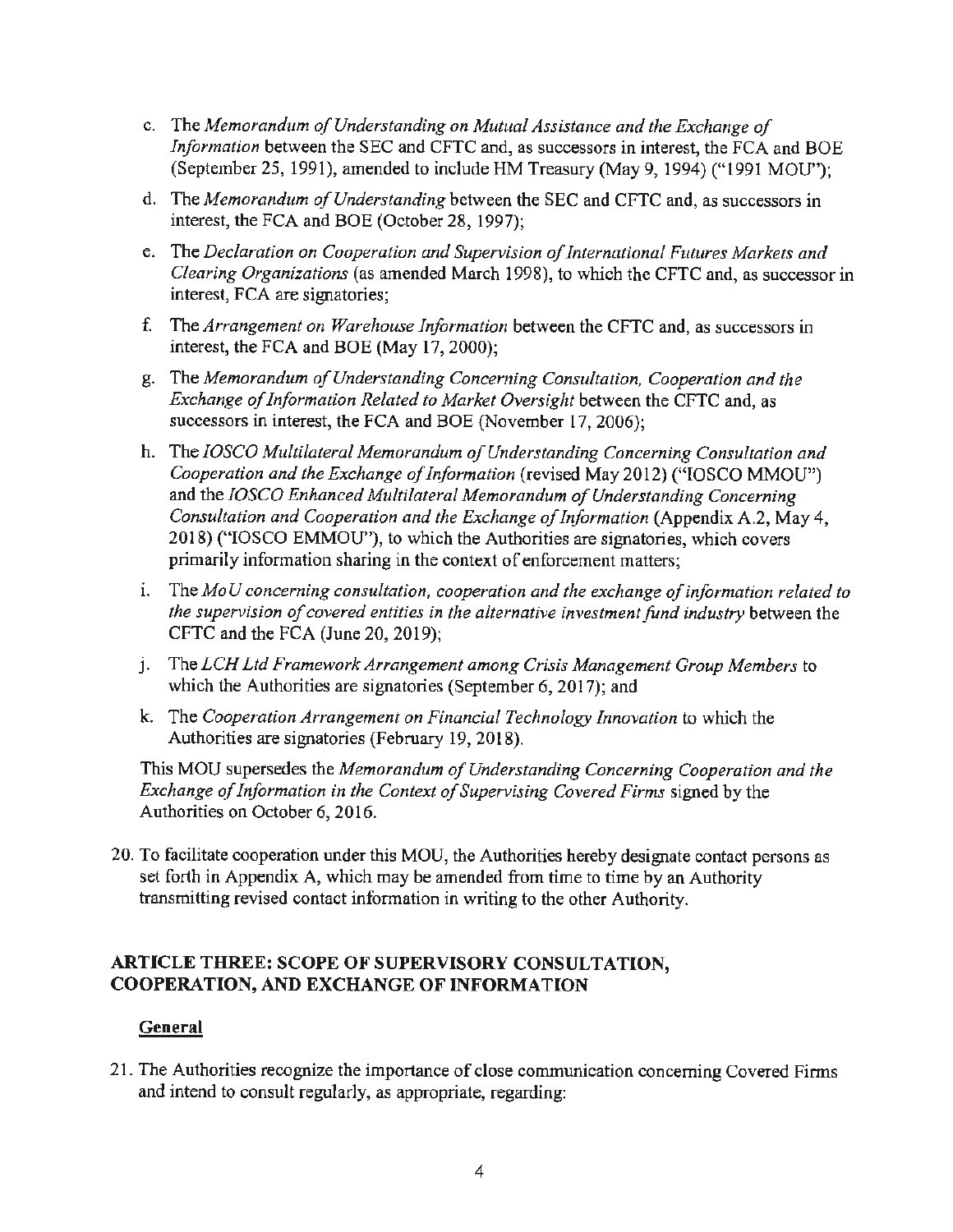c. The *Memorandum of Understanding on Mutual Assistance and the Exchange of Information* between the SEC and CFTC and, as successors in interest, the FCA and BOE (September 25, 1991), amended to include HM Treasury (May 9, 1994) ("1991 MOU");

d. The *Memorandum of Understanding* between the SEC and CFTC and, as successors in interest, the FCA and BOE (October 28, 1997);

e. The *Declaration on Cooperation and Supervision of International Futures Markets and Clearing Organizations* (as amended March 1998), to which the CFTC and, as successor in interest, FCA are signatories;

f. The *Arrangement on Warehouse Information* between the CFTC and, as successors in interest, the FCA and BOE (May 17, 2000);

g. The *Memorandum of Understanding Concerning Consultation, Cooperation and the Exchange of Information Related to Market Oversight* between the CFTC and, as successors in interest, the FCA and BOE (November 17, 2006);

h. The *IOSCO Multilateral Memorandum of Understanding Concerning Consultation and Cooperation and the Exchange of Information* (revised May 2012) ("IOSCO MMOU") and the *IOSCO Enhanced Multilateral Memorandum of Understanding Concerning Consultation and Cooperation and the Exchange of Information* (Appendix A.2, May 4, 2018) ("IOSCO EMMOU"), to which the Authorities are signatories, which covers primarily information sharing in the context of enforcement matters;

i. The *MoU concerning consultation, cooperation and the exchange of information related to the supervision of covered entities in the alternative investment fund industry* between the CFTC and the FCA (June 20, 2019);

j. The *LCH Ltd Framework Arrangement among Crisis Management Group Members* to which the Authorities are signatories (September 6, 2017); and

k. The *Cooperation Arrangement on Financial Technology Innovation* to which the Authorities are signatories (February 19, 2018).

This MOU supersedes the *Memorandum of Understanding Concerning Cooperation and the Exchange of Information in the Context of Supervising Covered Firms* signed by the Authorities on October 6, 2016.

20. To facilitate cooperation under this MOU, the Authorities hereby designate contact persons as set forth in Appendix A, which may be amended from time to time by an Authority transmitting revised contact information in writing to the other Authority.

## ARTICLE THREE: SCOPE OF SUPERVISORY CONSULTATION, COOPERATION, AND EXCHANGE OF INFORMATION

**General**

21. The Authorities recognize the importance of close communication concerning Covered Firms and intend to consult regularly, as appropriate, regarding: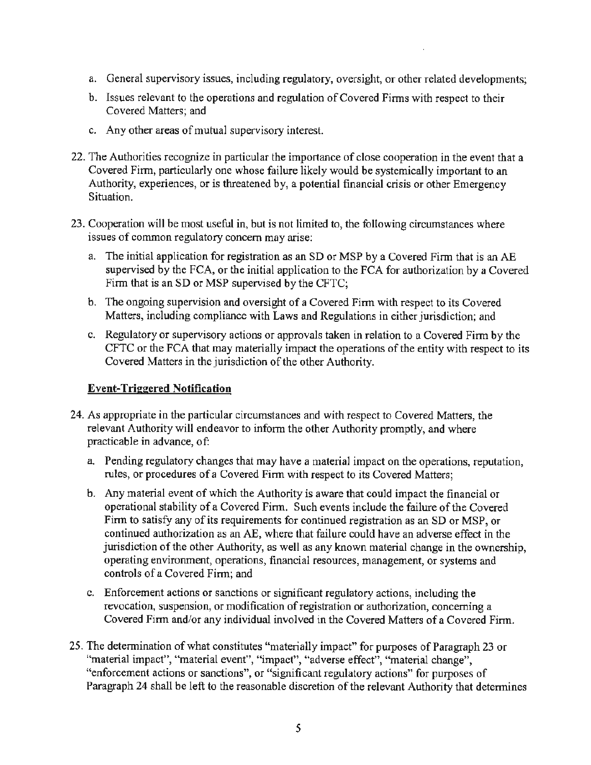a. General supervisory issues, including regulatory, oversight, or other related developments;

b. Issues relevant to the operations and regulation of Covered Firms with respect to their Covered Matters; and

c. Any other areas of mutual supervisory interest.

22. The Authorities recognize in particular the importance of close cooperation in the event that a Covered Firm, particularly one whose failure likely would be systemically important to an Authority, experiences, or is threatened by, a potential financial crisis or other Emergency Situation.

23. Cooperation will be most useful in, but is not limited to, the following circumstances where issues of common regulatory concern may arise:

    a. The initial application for registration as an SD or MSP by a Covered Firm that is an AE supervised by the FCA, or the initial application to the FCA for authorization by a Covered Firm that is an SD or MSP supervised by the CFTC;

    b. The ongoing supervision and oversight of a Covered Firm with respect to its Covered Matters, including compliance with Laws and Regulations in either jurisdiction; and

    c. Regulatory or supervisory actions or approvals taken in relation to a Covered Firm by the CFTC or the FCA that may materially impact the operations of the entity with respect to its Covered Matters in the jurisdiction of the other Authority.

**Event-Triggered Notification**

24. As appropriate in the particular circumstances and with respect to Covered Matters, the relevant Authority will endeavor to inform the other Authority promptly, and where practicable in advance, of:

    a. Pending regulatory changes that may have a material impact on the operations, reputation, rules, or procedures of a Covered Firm with respect to its Covered Matters;

    b. Any material event of which the Authority is aware that could impact the financial or operational stability of a Covered Firm. Such events include the failure of the Covered Firm to satisfy any of its requirements for continued registration as an SD or MSP, or continued authorization as an AE, where that failure could have an adverse effect in the jurisdiction of the other Authority, as well as any known material change in the ownership, operating environment, operations, financial resources, management, or systems and controls of a Covered Firm; and

    c. Enforcement actions or sanctions or significant regulatory actions, including the revocation, suspension, or modification of registration or authorization, concerning a Covered Firm and/or any individual involved in the Covered Matters of a Covered Firm.

25. The determination of what constitutes "materially impact" for purposes of Paragraph 23 or "material impact", "material event", "impact", "adverse effect", "material change", "enforcement actions or sanctions", or "significant regulatory actions" for purposes of Paragraph 24 shall be left to the reasonable discretion of the relevant Authority that determines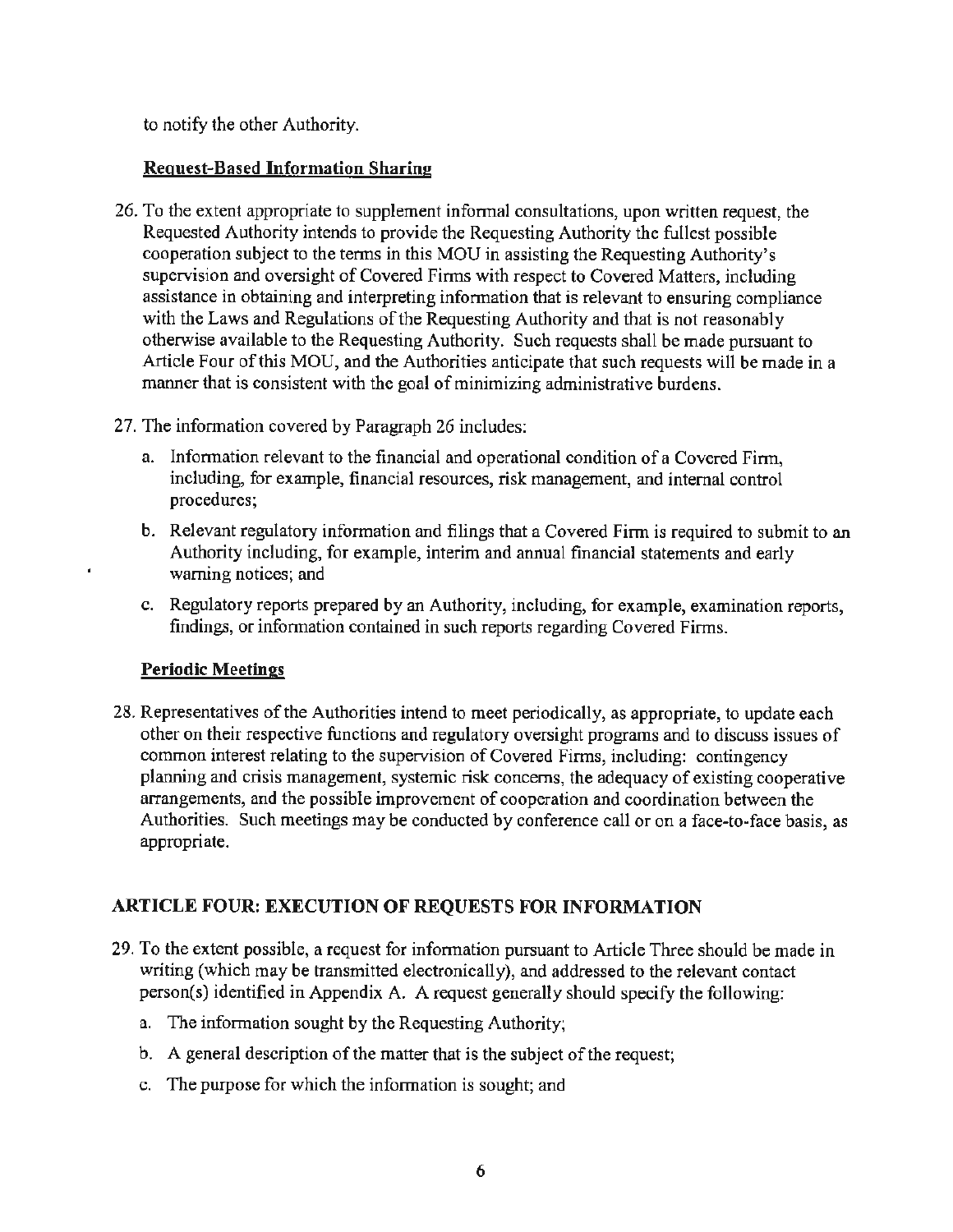to notify the other Authority.

**Request-Based Information Sharing**

26. To the extent appropriate to supplement informal consultations, upon written request, the Requested Authority intends to provide the Requesting Authority the fullest possible cooperation subject to the terms in this MOU in assisting the Requesting Authority's supervision and oversight of Covered Firms with respect to Covered Matters, including assistance in obtaining and interpreting information that is relevant to ensuring compliance with the Laws and Regulations of the Requesting Authority and that is not reasonably otherwise available to the Requesting Authority. Such requests shall be made pursuant to Article Four of this MOU, and the Authorities anticipate that such requests will be made in a manner that is consistent with the goal of minimizing administrative burdens.

27. The information covered by Paragraph 26 includes:

    a. Information relevant to the financial and operational condition of a Covered Firm, including, for example, financial resources, risk management, and internal control procedures;

    b. Relevant regulatory information and filings that a Covered Firm is required to submit to an Authority including, for example, interim and annual financial statements and early warning notices; and

    c. Regulatory reports prepared by an Authority, including, for example, examination reports, findings, or information contained in such reports regarding Covered Firms.

**Periodic Meetings**

28. Representatives of the Authorities intend to meet periodically, as appropriate, to update each other on their respective functions and regulatory oversight programs and to discuss issues of common interest relating to the supervision of Covered Firms, including: contingency planning and crisis management, systemic risk concerns, the adequacy of existing cooperative arrangements, and the possible improvement of cooperation and coordination between the Authorities. Such meetings may be conducted by conference call or on a face-to-face basis, as appropriate.

## ARTICLE FOUR: EXECUTION OF REQUESTS FOR INFORMATION

29. To the extent possible, a request for information pursuant to Article Three should be made in writing (which may be transmitted electronically), and addressed to the relevant contact person(s) identified in Appendix A. A request generally should specify the following:

    a. The information sought by the Requesting Authority;

    b. A general description of the matter that is the subject of the request;

    c. The purpose for which the information is sought; and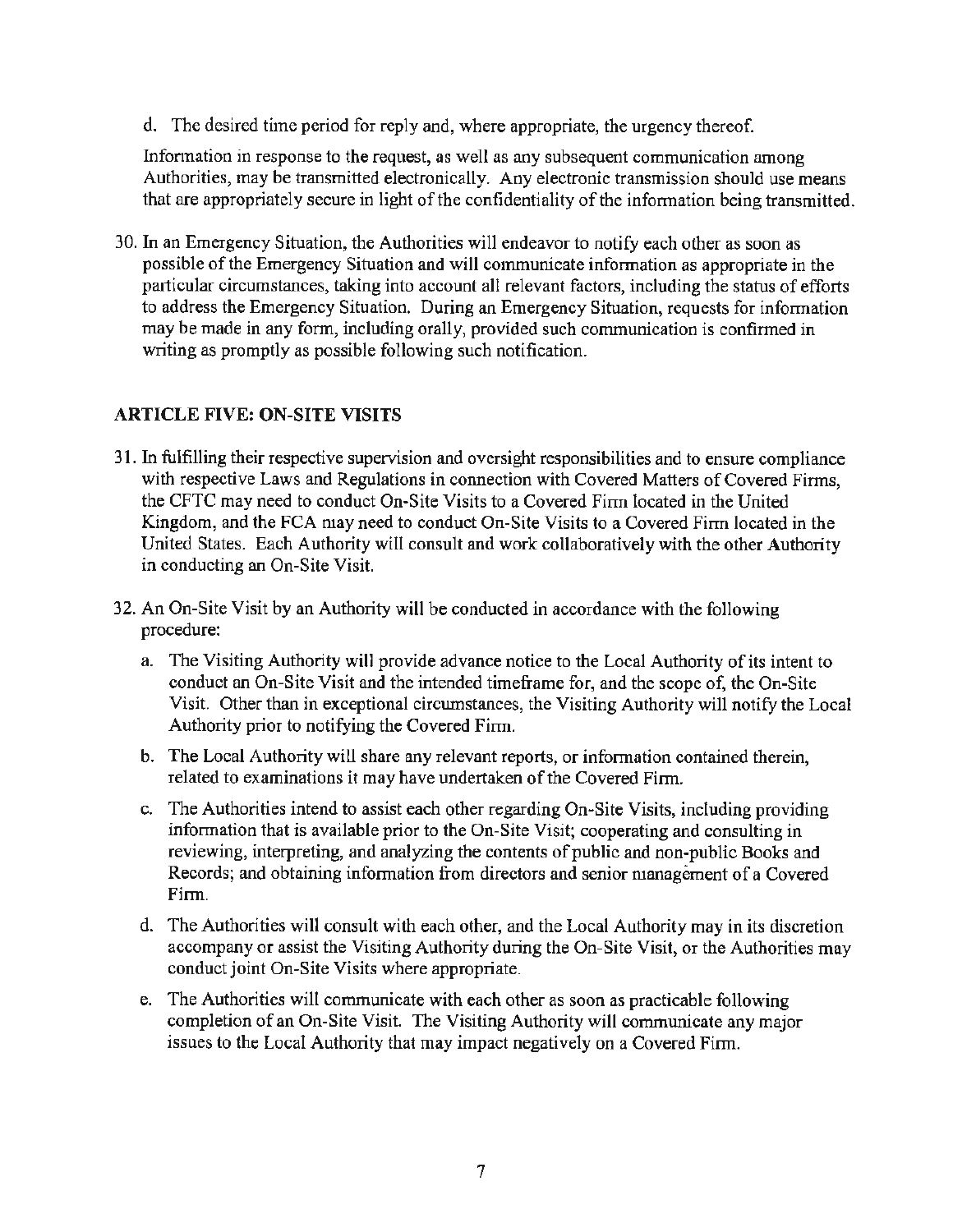d. The desired time period for reply and, where appropriate, the urgency thereof.

Information in response to the request, as well as any subsequent communication among Authorities, may be transmitted electronically. Any electronic transmission should use means that are appropriately secure in light of the confidentiality of the information being transmitted.

30. In an Emergency Situation, the Authorities will endeavor to notify each other as soon as possible of the Emergency Situation and will communicate information as appropriate in the particular circumstances, taking into account all relevant factors, including the status of efforts to address the Emergency Situation. During an Emergency Situation, requests for information may be made in any form, including orally, provided such communication is confirmed in writing as promptly as possible following such notification.

## ARTICLE FIVE: ON-SITE VISITS

31. In fulfilling their respective supervision and oversight responsibilities and to ensure compliance with respective Laws and Regulations in connection with Covered Matters of Covered Firms, the CFTC may need to conduct On-Site Visits to a Covered Firm located in the United Kingdom, and the FCA may need to conduct On-Site Visits to a Covered Firm located in the United States. Each Authority will consult and work collaboratively with the other Authority in conducting an On-Site Visit.

32. An On-Site Visit by an Authority will be conducted in accordance with the following procedure:

    a. The Visiting Authority will provide advance notice to the Local Authority of its intent to conduct an On-Site Visit and the intended timeframe for, and the scope of, the On-Site Visit. Other than in exceptional circumstances, the Visiting Authority will notify the Local Authority prior to notifying the Covered Firm.

    b. The Local Authority will share any relevant reports, or information contained therein, related to examinations it may have undertaken of the Covered Firm.

    c. The Authorities intend to assist each other regarding On-Site Visits, including providing information that is available prior to the On-Site Visit; cooperating and consulting in reviewing, interpreting, and analyzing the contents of public and non-public Books and Records; and obtaining information from directors and senior management of a Covered Firm.

    d. The Authorities will consult with each other, and the Local Authority may in its discretion accompany or assist the Visiting Authority during the On-Site Visit, or the Authorities may conduct joint On-Site Visits where appropriate.

    e. The Authorities will communicate with each other as soon as practicable following completion of an On-Site Visit. The Visiting Authority will communicate any major issues to the Local Authority that may impact negatively on a Covered Firm.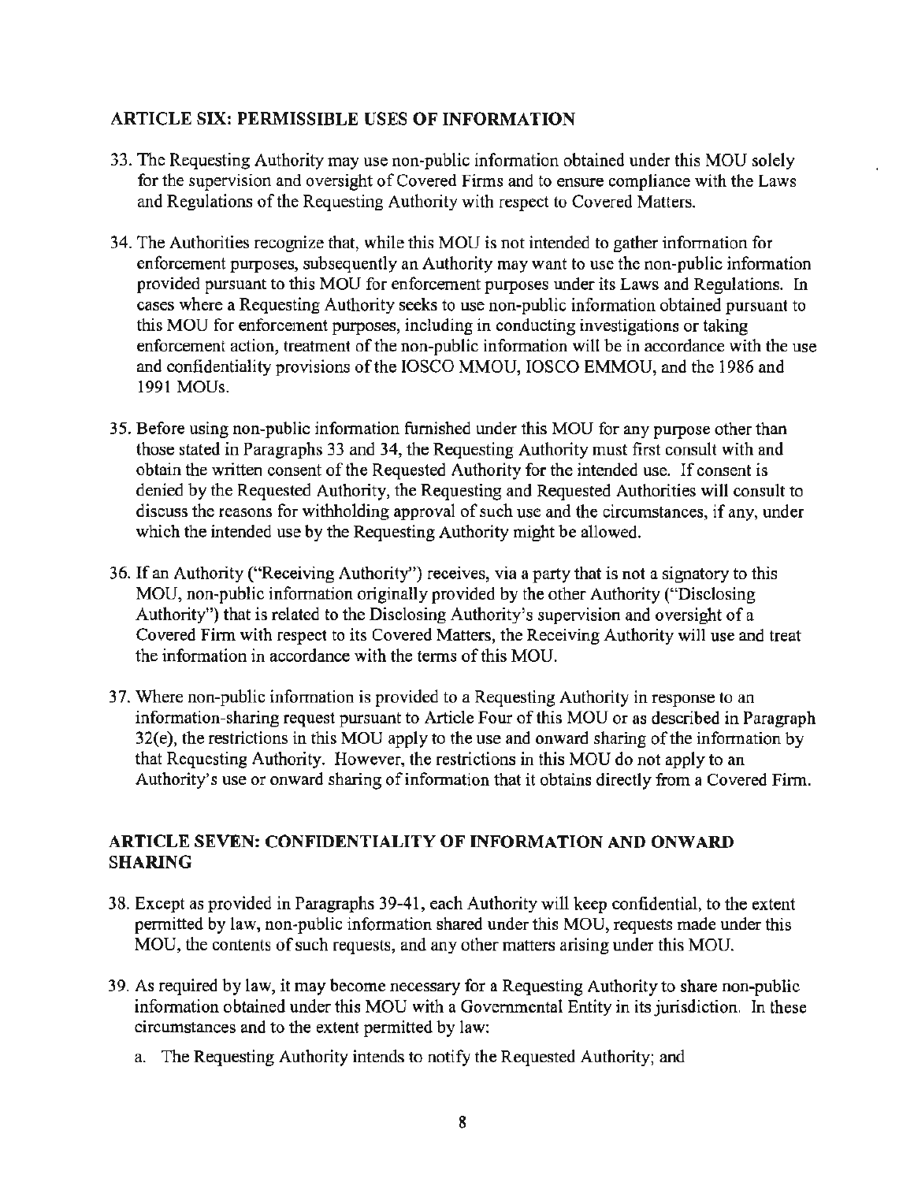## ARTICLE SIX: PERMISSIBLE USES OF INFORMATION

33. The Requesting Authority may use non-public information obtained under this MOU solely for the supervision and oversight of Covered Firms and to ensure compliance with the Laws and Regulations of the Requesting Authority with respect to Covered Matters.

34. The Authorities recognize that, while this MOU is not intended to gather information for enforcement purposes, subsequently an Authority may want to use the non-public information provided pursuant to this MOU for enforcement purposes under its Laws and Regulations. In cases where a Requesting Authority seeks to use non-public information obtained pursuant to this MOU for enforcement purposes, including in conducting investigations or taking enforcement action, treatment of the non-public information will be in accordance with the use and confidentiality provisions of the IOSCO MMOU, IOSCO EMMOU, and the 1986 and 1991 MOUs.

35. Before using non-public information furnished under this MOU for any purpose other than those stated in Paragraphs 33 and 34, the Requesting Authority must first consult with and obtain the written consent of the Requested Authority for the intended use. If consent is denied by the Requested Authority, the Requesting and Requested Authorities will consult to discuss the reasons for withholding approval of such use and the circumstances, if any, under which the intended use by the Requesting Authority might be allowed.

36. If an Authority ("Receiving Authority") receives, via a party that is not a signatory to this MOU, non-public information originally provided by the other Authority ("Disclosing Authority") that is related to the Disclosing Authority's supervision and oversight of a Covered Firm with respect to its Covered Matters, the Receiving Authority will use and treat the information in accordance with the terms of this MOU.

37. Where non-public information is provided to a Requesting Authority in response to an information-sharing request pursuant to Article Four of this MOU or as described in Paragraph 32(e), the restrictions in this MOU apply to the use and onward sharing of the information by that Requesting Authority. However, the restrictions in this MOU do not apply to an Authority's use or onward sharing of information that it obtains directly from a Covered Firm.

## ARTICLE SEVEN: CONFIDENTIALITY OF INFORMATION AND ONWARD SHARING

38. Except as provided in Paragraphs 39-41, each Authority will keep confidential, to the extent permitted by law, non-public information shared under this MOU, requests made under this MOU, the contents of such requests, and any other matters arising under this MOU.

39. As required by law, it may become necessary for a Requesting Authority to share non-public information obtained under this MOU with a Governmental Entity in its jurisdiction. In these circumstances and to the extent permitted by law:

    a. The Requesting Authority intends to notify the Requested Authority; and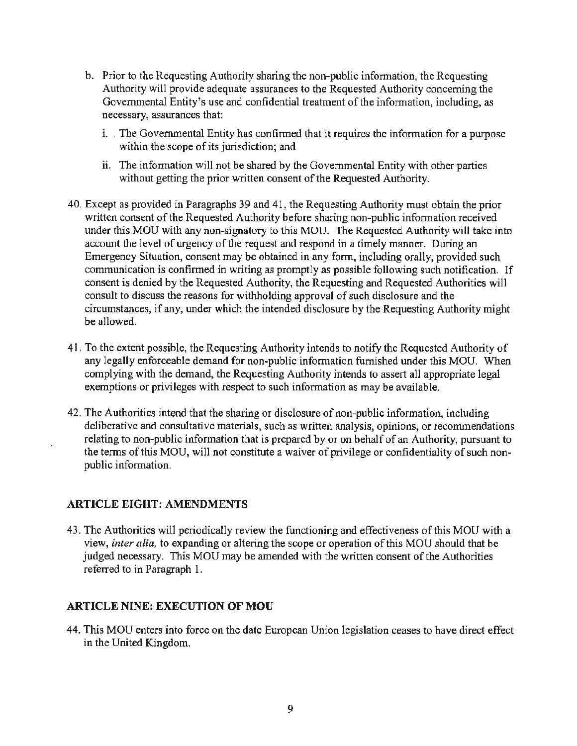b. Prior to the Requesting Authority sharing the non-public information, the Requesting Authority will provide adequate assurances to the Requested Authority concerning the Governmental Entity's use and confidential treatment of the information, including, as necessary, assurances that:

   i. The Governmental Entity has confirmed that it requires the information for a purpose within the scope of its jurisdiction; and

   ii. The information will not be shared by the Governmental Entity with other parties without getting the prior written consent of the Requested Authority.

40. Except as provided in Paragraphs 39 and 41, the Requesting Authority must obtain the prior written consent of the Requested Authority before sharing non-public information received under this MOU with any non-signatory to this MOU. The Requested Authority will take into account the level of urgency of the request and respond in a timely manner. During an Emergency Situation, consent may be obtained in any form, including orally, provided such communication is confirmed in writing as promptly as possible following such notification. If consent is denied by the Requested Authority, the Requesting and Requested Authorities will consult to discuss the reasons for withholding approval of such disclosure and the circumstances, if any, under which the intended disclosure by the Requesting Authority might be allowed.

41. To the extent possible, the Requesting Authority intends to notify the Requested Authority of any legally enforceable demand for non-public information furnished under this MOU. When complying with the demand, the Requesting Authority intends to assert all appropriate legal exemptions or privileges with respect to such information as may be available.

42. The Authorities intend that the sharing or disclosure of non-public information, including deliberative and consultative materials, such as written analysis, opinions, or recommendations relating to non-public information that is prepared by or on behalf of an Authority, pursuant to the terms of this MOU, will not constitute a waiver of privilege or confidentiality of such non-public information.

## ARTICLE EIGHT: AMENDMENTS

43. The Authorities will periodically review the functioning and effectiveness of this MOU with a view, *inter alia,* to expanding or altering the scope or operation of this MOU should that be judged necessary. This MOU may be amended with the written consent of the Authorities referred to in Paragraph 1.

## ARTICLE NINE: EXECUTION OF MOU

44. This MOU enters into force on the date European Union legislation ceases to have direct effect in the United Kingdom.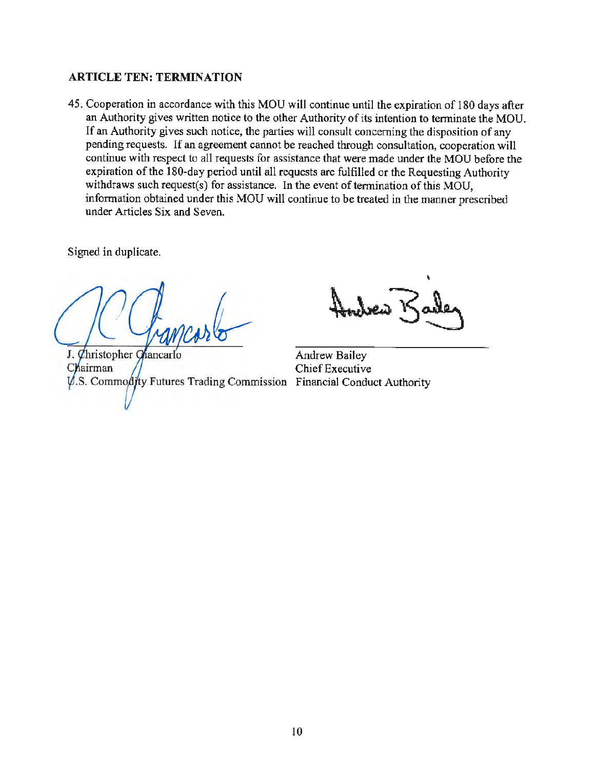### ARTICLE TEN: TERMINATION

45. Cooperation in accordance with this MOU will continue until the expiration of 180 days after an Authority gives written notice to the other Authority of its intention to terminate the MOU. If an Authority gives such notice, the parties will consult concerning the disposition of any pending requests. If an agreement cannot be reached through consultation, cooperation will continue with respect to all requests for assistance that were made under the MOU before the expiration of the 180-day period until all requests are fulfilled or the Requesting Authority withdraws such request(s) for assistance. In the event of termination of this MOU, information obtained under this MOU will continue to be treated in the manner prescribed under Articles Six and Seven.

Signed in duplicate.

| | |
|---|---|
| J. Christopher Giancarlo | Andrew Bailey |
| Chairman | Chief Executive |
| U.S. Commodity Futures Trading Commission | Financial Conduct Authority |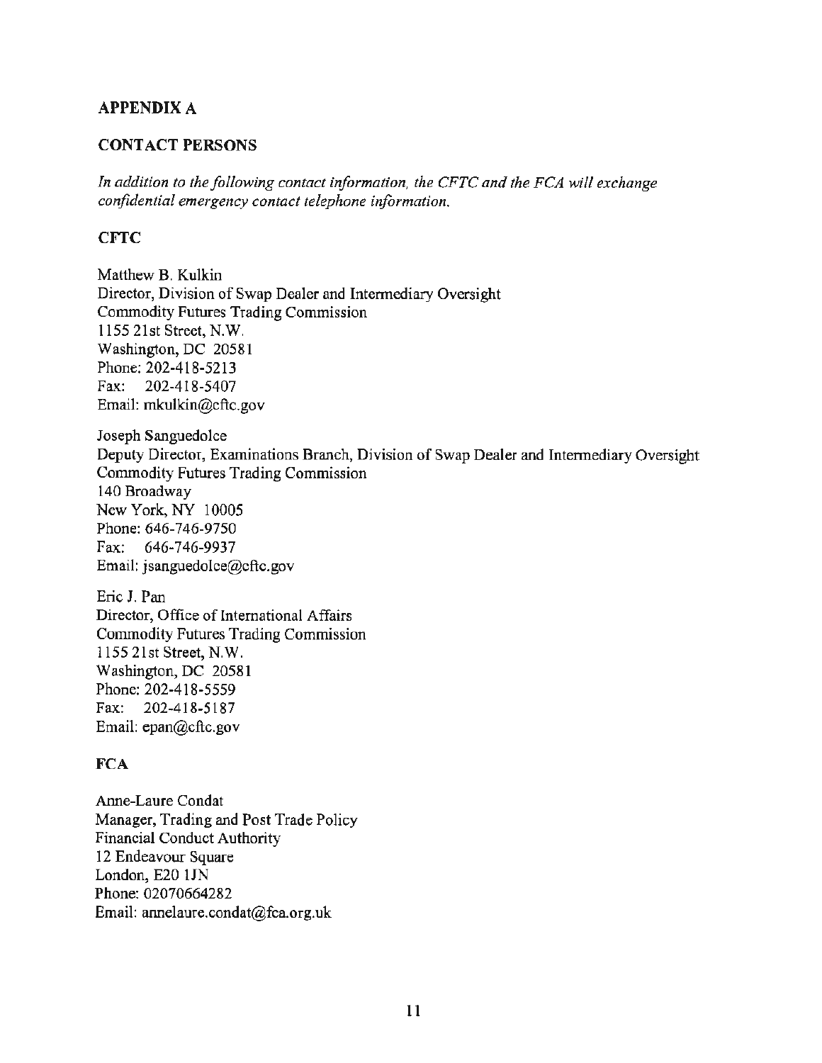## APPENDIX A

## CONTACT PERSONS

*In addition to the following contact information, the CFTC and the FCA will exchange confidential emergency contact telephone information.*

### CFTC

Matthew B. Kulkin
Director, Division of Swap Dealer and Intermediary Oversight
Commodity Futures Trading Commission
1155 21st Street, N.W.
Washington, DC 20581
Phone: 202-418-5213
Fax: 202-418-5407
Email: mkulkin@cftc.gov

Joseph Sanguedolce
Deputy Director, Examinations Branch, Division of Swap Dealer and Intermediary Oversight
Commodity Futures Trading Commission
140 Broadway
New York, NY 10005
Phone: 646-746-9750
Fax: 646-746-9937
Email: jsanguedolce@cftc.gov

Eric J. Pan
Director, Office of International Affairs
Commodity Futures Trading Commission
1155 21st Street, N.W.
Washington, DC 20581
Phone: 202-418-5559
Fax: 202-418-5187
Email: epan@cftc.gov

### FCA

Anne-Laure Condat
Manager, Trading and Post Trade Policy
Financial Conduct Authority
12 Endeavour Square
London, E20 1JN
Phone: 02070664282
Email: annelaure.condat@fca.org.uk